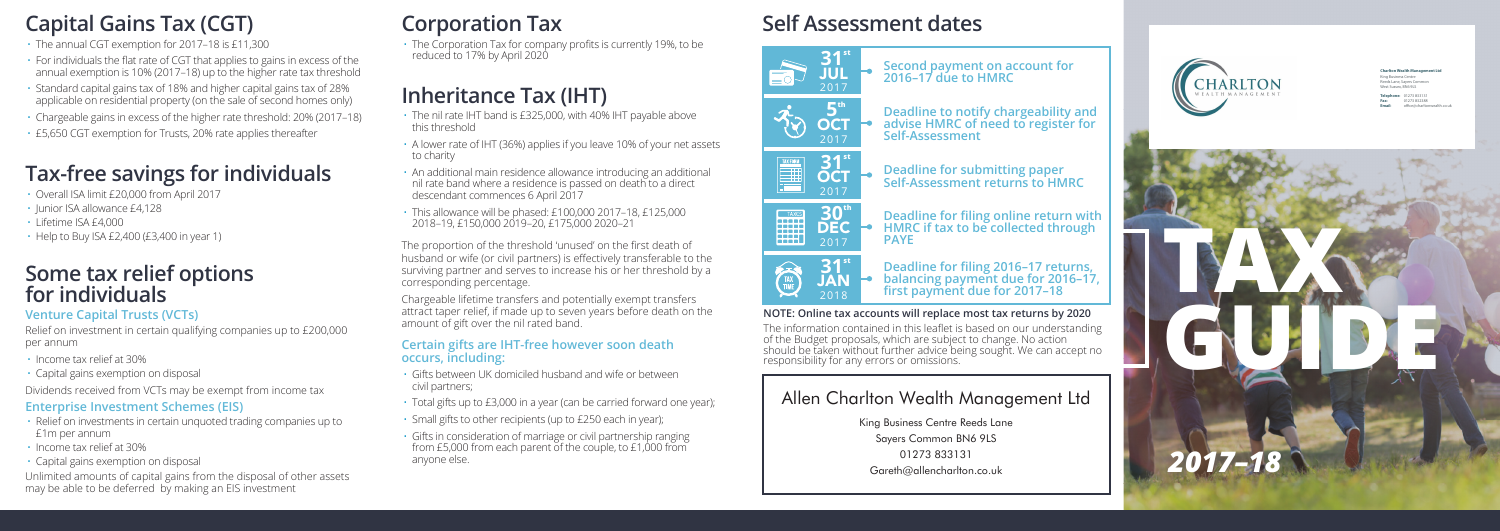## Capital Gains Tax (CGT)

- The annual CGT exemption for 2017–18 is £11,300
- For individuals the flat rate of CGT that applies to gains in excess of the annual exemption is 10% (2017–18) up to the higher rate tax threshold
- Standard capital gains tax of 18% and higher capital gains tax of 28% applicable on residential property (on the sale of second homes only)
- Chargeable gains in excess of the higher rate threshold: 20% (2017–18)
- £5,650 CGT exemption for Trusts, 20% rate applies thereafter

## Tax-free savings for individuals

- Overall ISA limit £20,000 from April 2017
- Junior ISA allowance £4,128
- Lifetime ISA £4,000
- Help to Buy ISA £2,400 (£3,400 in year 1)

## Some tax relief options for individuals

### Venture Capital Trusts (VCTs)

Relief on investment in certain qualifying companies up to £200,000 per annum

- Income tax relief at 30%
- Capital gains exemption on disposal

Dividends received from VCTs may be exempt from income tax

### Enterprise Investment Schemes (EIS)

- Relief on investments in certain unquoted trading companies up to £1m per annum
- Income tax relief at 30%
- Capital gains exemption on disposal

Unlimited amounts of capital gains from the disposal of other assets may be able to be deferred by making an EIS investment

## Corporation Tax

- The Corporation Tax for company profits is currently 19%, to be reduced to 17% by April 2020

## Inheritance Tax (IHT)

- The nil rate IHT band is £325,000, with 40% IHT payable above this threshold
- A lower rate of IHT (36%) applies if you leave 10% of your net assets to charity
- An additional main residence allowance introducing an additional nil rate band where a residence is passed on death to a direct descendant commences 6 April 2017
- This allowance will be phased: £100,000 2017–18, £125,000 2018–19, £150,000 2019–20, £175,000 2020–21

The proportion of the threshold 'unused' on the first death of husband or wife (or civil partners) is effectively transferable to the surviving partner and serves to increase his or her threshold by a corresponding percentage.

Chargeable lifetime transfers and potentially exempt transfers attract taper relief, if made up to seven years before death on the amount of gift over the nil rated band.

### Certain gifts are IHT-free however soon death occurs, including:

- Gifts between UK domiciled husband and wife or between civil partners;
- Total gifts up to £3,000 in a year (can be carried forward one year);
- Small gifts to other recipients (up to £250 each in year);
- Gifts in consideration of marriage or civil partnership ranging from £5,000 from each parent of the couple, to £1,000 from anyone else.

## Self Assessment dates

- **31st JUL 2017** – Second payment on account for 2016–17 due to HMRC
- **5th OCT 2017** – Deadline to notify chargeability and advise HMRC of need to register for Self-Assessment
- **31st OCT 2017** – Deadline for submitting paper Self-Assessment returns to HMRC
- **30th DEC 2017** – Deadline for filing online return with HMRC if tax to be collected through PAYE
- **31st JAN 2018** – Deadline for filing 2016–17 returns, balancing payment due for 2016–17, first payment due for 2017–18

**NOTE: Online tax accounts will replace most tax returns by 2020**

The information contained in this leaflet is based on our understanding of the Budget proposals, which are subject to change. No action should be taken without further advice being sought. We can accept no responsibility for any errors or omissions.

### Allen Charlton Wealth Management Ltd

King Business Centre Reeds Lane
Sayers Common BN6 9LS
01273 833131
Gareth@allencharlton.co.uk

CHARLTON WEALTH MANAGEMENT

# TAX GUIDE

## 2017–18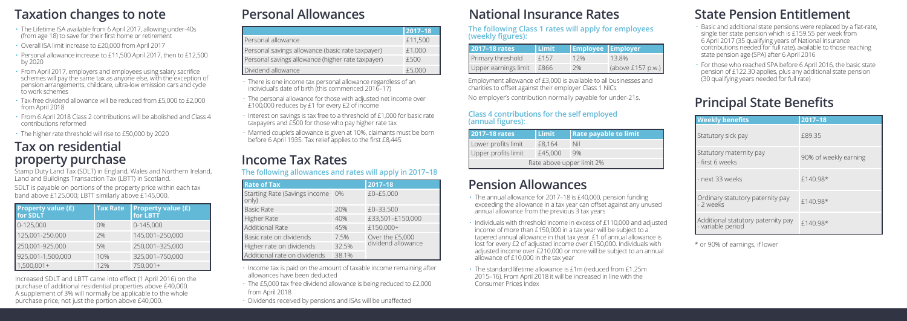## Taxation changes to note

- The Lifetime ISA available from 6 April 2017, allowing under-40s (from age 18) to save for their first home or retirement
- Overall ISA limit increase to £20,000 from April 2017
- Personal allowance increase to £11,500 April 2017, then to £12,500 by 2020
- From April 2017, employers and employees using salary sacrifice schemes will pay the same tax as anyone else, with the exception of pension arrangements, childcare, ultra-low emission cars and cycle to work schemes
- Tax-free dividend allowance will be reduced from £5,000 to £2,000 from April 2018
- From 6 April 2018 Class 2 contributions will be abolished and Class 4 contributions reformed
- The higher rate threshold will rise to £50,000 by 2020

## Tax on residential property purchase

Stamp Duty Land Tax (SDLT) in England, Wales and Northern Ireland, Land and Buildings Transaction Tax (LBTT) in Scotland.

SDLT is payable on portions of the property price within each tax band above £125,000; LBTT similarly above £145,000.

| Property value (£) for SDLT | Tax Rate | Property value (£) for LBTT |
|---|---|---|
| 0-125,000 | 0% | 0-145,000 |
| 125,001-250,000 | 2% | 145,001–250,000 |
| 250,001-925,000 | 5% | 250,001–325,000 |
| 925,001-1,500,000 | 10% | 325,001–750,000 |
| 1,500,001+ | 12% | 750,001+ |

Increased SDLT and LBTT came into effect (1 April 2016) on the purchase of additional residential properties above £40,000. A supplement of 3% will normally be applicable to the whole purchase price, not just the portion above £40,000.

## Personal Allowances

| | 2017–18 |
|---|---|
| Personal allowance | £11,500 |
| Personal savings allowance (basic rate taxpayer) | £1,000 |
| Personal savings allowance (higher rate taxpayer) | £500 |
| Dividend allowance | £5,000 |

- There is one income tax personal allowance regardless of an individual's date of birth (this commenced 2016–17)
- The personal allowance for those with adjusted net income over £100,000 reduces by £1 for every £2 of income
- Interest on savings is tax free to a threshold of £1,000 for basic rate taxpayers and £500 for those who pay higher rate tax
- Married couple's allowance is given at 10%, claimants must be born before 6 April 1935. Tax relief applies to the first £8,445

## Income Tax Rates

### The following allowances and rates will apply in 2017–18

| Rate of Tax | | 2017–18 |
|---|---|---|
| Starting Rate (Savings income only) | 0% | £0–£5,000 |
| Basic Rate | 20% | £0–33,500 |
| Higher Rate | 40% | £33,501–£150,000 |
| Additional Rate | 45% | £150,000+ |
| Basic rate on dividends | 7.5% | Over the £5,000 dividend allowance |
| Higher rate on dividends | 32.5% | |
| Additional rate on dividends | 38.1% | |

- Income tax is paid on the amount of taxable income remaining after allowances have been deducted
- The £5,000 tax free dividend allowance is being reduced to £2,000 from April 2018
- Dividends received by pensions and ISAs will be unaffected

## National Insurance Rates

### The following Class 1 rates will apply for employees (weekly figures):

| 2017–18 rates | Limit | Employee | Employer |
|---|---|---|---|
| Primary threshold | £157 | 12% | 13.8% |
| Upper earnings limit | £866 | 2% | (above £157 p.w.) |

Employment allowance of £3,000 is available to all businesses and charities to offset against their employer Class 1 NICs

No employer's contribution normally payable for under-21s.

### Class 4 contributions for the self employed (annual figures):

| 2017–18 rates | Limit | Rate payable to limit |
|---|---|---|
| Lower profits limit | £8,164 | Nil |
| Upper profits limit | £45,000 | 9% |
| Rate above upper limit 2% | | |

## Pension Allowances

- The annual allowance for 2017–18 is £40,000, pension funding exceeding the allowance in a tax year can offset against any unused annual allowance from the previous 3 tax years
- Individuals with threshold income in excess of £110,000 and adjusted income of more than £150,000 in a tax year will be subject to a tapered annual allowance in that tax year. £1 of annual allowance is lost for every £2 of adjusted income over £150,000. Individuals with adjusted income over £210,000 or more will be subject to an annual allowance of £10,000 in the tax year
- The standard lifetime allowance is £1m (reduced from £1.25m 2015–16). From April 2018 it will be increased in line with the Consumer Prices Index

## State Pension Entitlement

- Basic and additional state pensions were replaced by a flat-rate, single tier state pension which is £159.55 per week from 6 April 2017 (35 qualifying years of National Insurance contributions needed for full rate), available to those reaching state pension age (SPA) after 6 April 2016
- For those who reached SPA before 6 April 2016, the basic state pension of £122.30 applies, plus any additional state pension (30 qualifying years needed for full rate)

## Principal State Benefits

| Weekly benefits | 2017–18 |
|---|---|
| Statutory sick pay | £89.35 |
| Statutory maternity pay - first 6 weeks | 90% of weekly earning |
| - next 33 weeks | £140.98* |
| Ordinary statutory paternity pay - 2 weeks | £140.98* |
| Additional statutory paternity pay - variable period | £140.98* |

\* or 90% of earnings, if lower